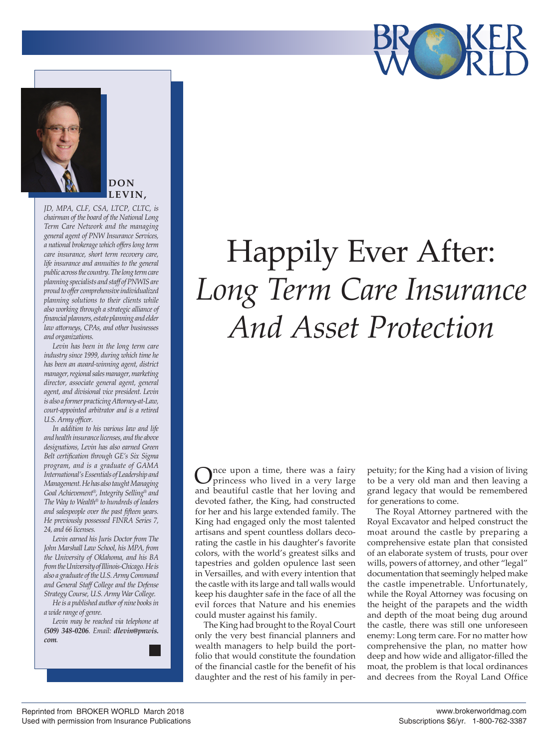# Happily Ever After: *Long Term Care Insurance And Asset Protection*

**DON LEVIN,** *JD, MPA, CLF, CSA, LTCP, CLTC, is chairman of the board of the National Long Term Care Network and the managing general agent of PNW Insurance Services, a national brokerage which offers long term care insurance, short term recovery care, life insurance and annuities to the general public across the country. The long term care planning specialists and staff of PNWIS are proud to offer comprehensive individualized planning solutions to their clients while also working through a strategic alliance of financial planners, estate planning and elder law attorneys, CPAs, and other businesses and organizations.*

*Levin has been in the long term care industry since 1999, during which time he has been an award-winning agent, district manager, regional sales manager, marketing director, associate general agent, general agent, and divisional vice president. Levin is also a former practicing Attorney-at-Law, court-appointed arbitrator and is a retired U.S. Army officer.*

*In addition to his various law and life and health insurance licenses, and the above designations, Levin has also earned Green Belt certification through GE's Six Sigma program, and is a graduate of GAMA International's Essentials of Leadership and Management. He has also taught Managing Goal Achievement®, Integrity Selling® and The Way to Wealth® to hundreds of leaders and salespeople over the past fifteen years. He previously possessed FINRA Series 7, 24, and 66 licenses.*

*Levin earned his Juris Doctor from The John Marshall Law School, his MPA, from the University of Oklahoma, and his BA from the University of Illinois-Chicago. He is also a graduate of the U.S. Army Command and General Staff College and the Defense Strategy Course, U.S. Army War College.*

*He is a published author of nine books in a wide range of genre.*

*Levin may be reached via telephone at* ***(509) 348-0206****. Email:* ***dlevin@pnwis.com****.*

Once upon a time, there was a fairy princess who lived in a very large and beautiful castle that her loving and devoted father, the King, had constructed for her and his large extended family. The King had engaged only the most talented artisans and spent countless dollars decorating the castle in his daughter's favorite colors, with the world's greatest silks and tapestries and golden opulence last seen in Versailles, and with every intention that the castle with its large and tall walls would keep his daughter safe in the face of all the evil forces that Nature and his enemies could muster against his family.

The King had brought to the Royal Court only the very best financial planners and wealth managers to help build the portfolio that would constitute the foundation of the financial castle for the benefit of his daughter and the rest of his family in perpetuity; for the King had a vision of living to be a very old man and then leaving a grand legacy that would be remembered for generations to come.

The Royal Attorney partnered with the Royal Excavator and helped construct the moat around the castle by preparing a comprehensive estate plan that consisted of an elaborate system of trusts, pour over wills, powers of attorney, and other "legal" documentation that seemingly helped make the castle impenetrable. Unfortunately, while the Royal Attorney was focusing on the height of the parapets and the width and depth of the moat being dug around the castle, there was still one unforeseen enemy: Long term care. For no matter how comprehensive the plan, no matter how deep and how wide and alligator-filled the moat, the problem is that local ordinances and decrees from the Royal Land Office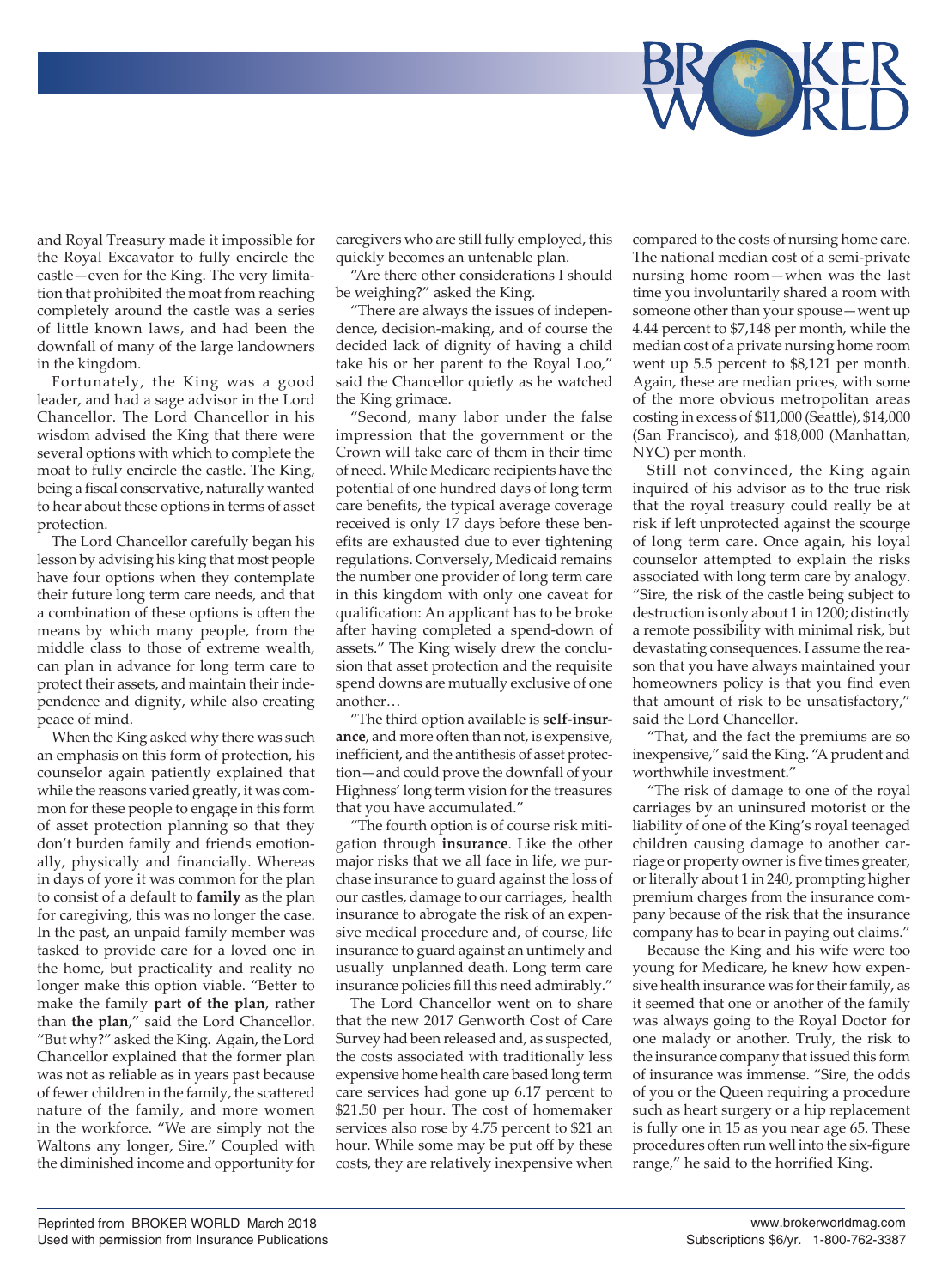and Royal Treasury made it impossible for the Royal Excavator to fully encircle the castle—even for the King. The very limitation that prohibited the moat from reaching completely around the castle was a series of little known laws, and had been the downfall of many of the large landowners in the kingdom.

Fortunately, the King was a good leader, and had a sage advisor in the Lord Chancellor. The Lord Chancellor in his wisdom advised the King that there were several options with which to complete the moat to fully encircle the castle. The King, being a fiscal conservative, naturally wanted to hear about these options in terms of asset protection.

The Lord Chancellor carefully began his lesson by advising his king that most people have four options when they contemplate their future long term care needs, and that a combination of these options is often the means by which many people, from the middle class to those of extreme wealth, can plan in advance for long term care to protect their assets, and maintain their independence and dignity, while also creating peace of mind.

When the King asked why there was such an emphasis on this form of protection, his counselor again patiently explained that while the reasons varied greatly, it was common for these people to engage in this form of asset protection planning so that they don't burden family and friends emotionally, physically and financially. Whereas in days of yore it was common for the plan to consist of a default to **family** as the plan for caregiving, this was no longer the case. In the past, an unpaid family member was tasked to provide care for a loved one in the home, but practicality and reality no longer make this option viable. "Better to make the family **part of the plan**, rather than **the plan**," said the Lord Chancellor. "But why?" asked the King. Again, the Lord Chancellor explained that the former plan was not as reliable as in years past because of fewer children in the family, the scattered nature of the family, and more women in the workforce. "We are simply not the Waltons any longer, Sire." Coupled with the diminished income and opportunity for caregivers who are still fully employed, this quickly becomes an untenable plan.

"Are there other considerations I should be weighing?" asked the King.

"There are always the issues of independence, decision-making, and of course the decided lack of dignity of having a child take his or her parent to the Royal Loo," said the Chancellor quietly as he watched the King grimace.

"Second, many labor under the false impression that the government or the Crown will take care of them in their time of need. While Medicare recipients have the potential of one hundred days of long term care benefits, the typical average coverage received is only 17 days before these benefits are exhausted due to ever tightening regulations. Conversely, Medicaid remains the number one provider of long term care in this kingdom with only one caveat for qualification: An applicant has to be broke after having completed a spend-down of assets." The King wisely drew the conclusion that asset protection and the requisite spend downs are mutually exclusive of one another…

"The third option available is **self-insurance**, and more often than not, is expensive, inefficient, and the antithesis of asset protection—and could prove the downfall of your Highness' long term vision for the treasures that you have accumulated."

"The fourth option is of course risk mitigation through **insurance**. Like the other major risks that we all face in life, we purchase insurance to guard against the loss of our castles, damage to our carriages, health insurance to abrogate the risk of an expensive medical procedure and, of course, life insurance to guard against an untimely and usually unplanned death. Long term care insurance policies fill this need admirably."

The Lord Chancellor went on to share that the new 2017 Genworth Cost of Care Survey had been released and, as suspected, the costs associated with traditionally less expensive home health care based long term care services had gone up 6.17 percent to $21.50 per hour. The cost of homemaker services also rose by 4.75 percent to $21 an hour. While some may be put off by these costs, they are relatively inexpensive when compared to the costs of nursing home care. The national median cost of a semi-private nursing home room—when was the last time you involuntarily shared a room with someone other than your spouse—went up 4.44 percent to $7,148 per month, while the median cost of a private nursing home room went up 5.5 percent to $8,121 per month. Again, these are median prices, with some of the more obvious metropolitan areas costing in excess of $11,000 (Seattle), $14,000 (San Francisco), and $18,000 (Manhattan, NYC) per month.

Still not convinced, the King again inquired of his advisor as to the true risk that the royal treasury could really be at risk if left unprotected against the scourge of long term care. Once again, his loyal counselor attempted to explain the risks associated with long term care by analogy. "Sire, the risk of the castle being subject to destruction is only about 1 in 1200; distinctly a remote possibility with minimal risk, but devastating consequences. I assume the reason that you have always maintained your homeowners policy is that you find even that amount of risk to be unsatisfactory," said the Lord Chancellor.

"That, and the fact the premiums are so inexpensive," said the King. "A prudent and worthwhile investment."

"The risk of damage to one of the royal carriages by an uninsured motorist or the liability of one of the King's royal teenaged children causing damage to another carriage or property owner is five times greater, or literally about 1 in 240, prompting higher premium charges from the insurance company because of the risk that the insurance company has to bear in paying out claims."

Because the King and his wife were too young for Medicare, he knew how expensive health insurance was for their family, as it seemed that one or another of the family was always going to the Royal Doctor for one malady or another. Truly, the risk to the insurance company that issued this form of insurance was immense. "Sire, the odds of you or the Queen requiring a procedure such as heart surgery or a hip replacement is fully one in 15 as you near age 65. These procedures often run well into the six-figure range," he said to the horrified King.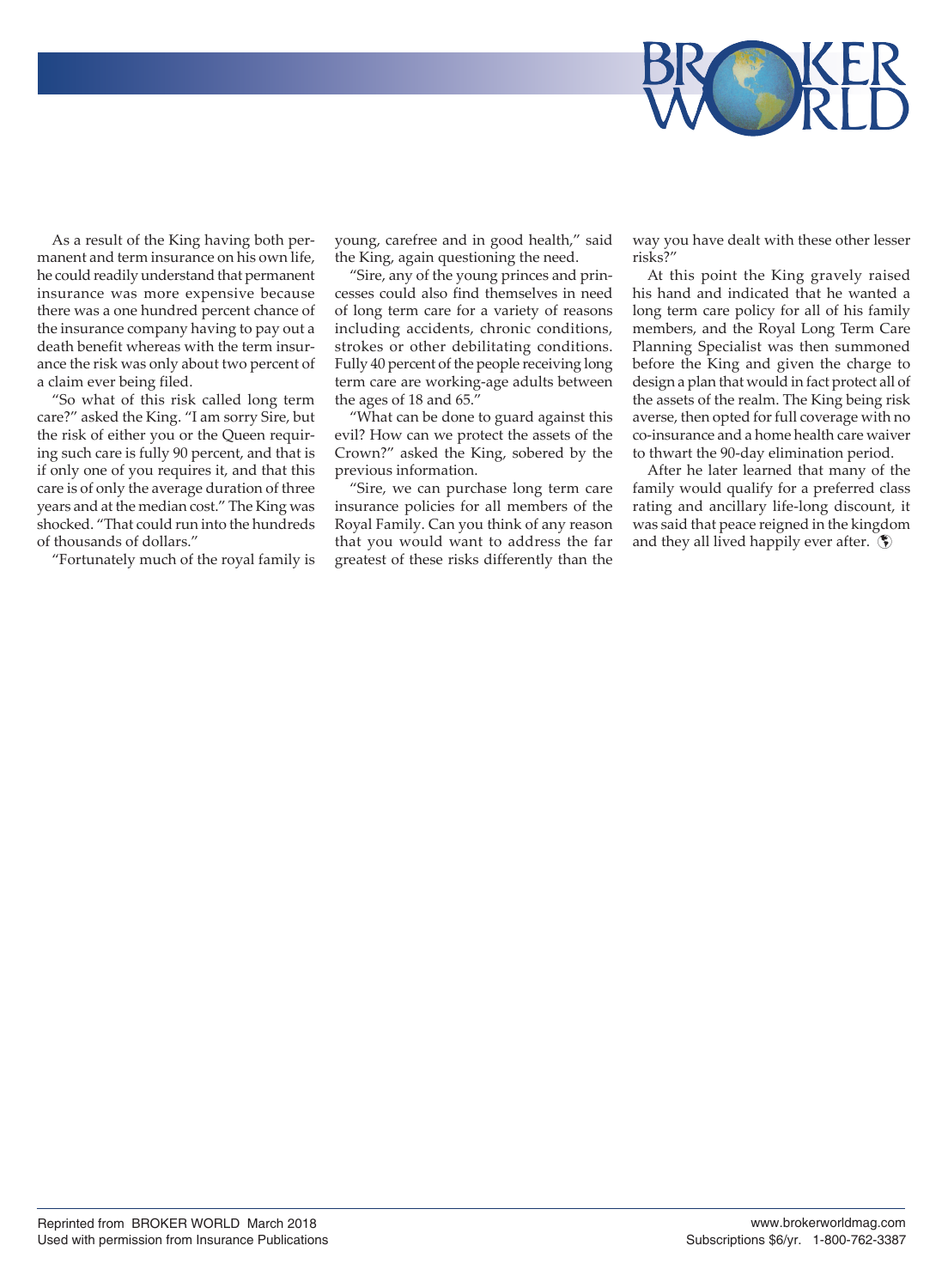As a result of the King having both permanent and term insurance on his own life, he could readily understand that permanent insurance was more expensive because there was a one hundred percent chance of the insurance company having to pay out a death benefit whereas with the term insurance the risk was only about two percent of a claim ever being filed.

"So what of this risk called long term care?" asked the King. "I am sorry Sire, but the risk of either you or the Queen requiring such care is fully 90 percent, and that is if only one of you requires it, and that this care is of only the average duration of three years and at the median cost." The King was shocked. "That could run into the hundreds of thousands of dollars."

"Fortunately much of the royal family is young, carefree and in good health," said the King, again questioning the need.

"Sire, any of the young princes and princesses could also find themselves in need of long term care for a variety of reasons including accidents, chronic conditions, strokes or other debilitating conditions. Fully 40 percent of the people receiving long term care are working-age adults between the ages of 18 and 65."

"What can be done to guard against this evil? How can we protect the assets of the Crown?" asked the King, sobered by the previous information.

"Sire, we can purchase long term care insurance policies for all members of the Royal Family. Can you think of any reason that you would want to address the far greatest of these risks differently than the way you have dealt with these other lesser risks?"

At this point the King gravely raised his hand and indicated that he wanted a long term care policy for all of his family members, and the Royal Long Term Care Planning Specialist was then summoned before the King and given the charge to design a plan that would in fact protect all of the assets of the realm. The King being risk averse, then opted for full coverage with no co-insurance and a home health care waiver to thwart the 90-day elimination period.

After he later learned that many of the family would qualify for a preferred class rating and ancillary life-long discount, it was said that peace reigned in the kingdom and they all lived happily ever after.

Reprinted from BROKER WORLD March 2018
Used with permission from Insurance Publications

www.brokerworldmag.com
Subscriptions $6/yr. 1-800-762-3387